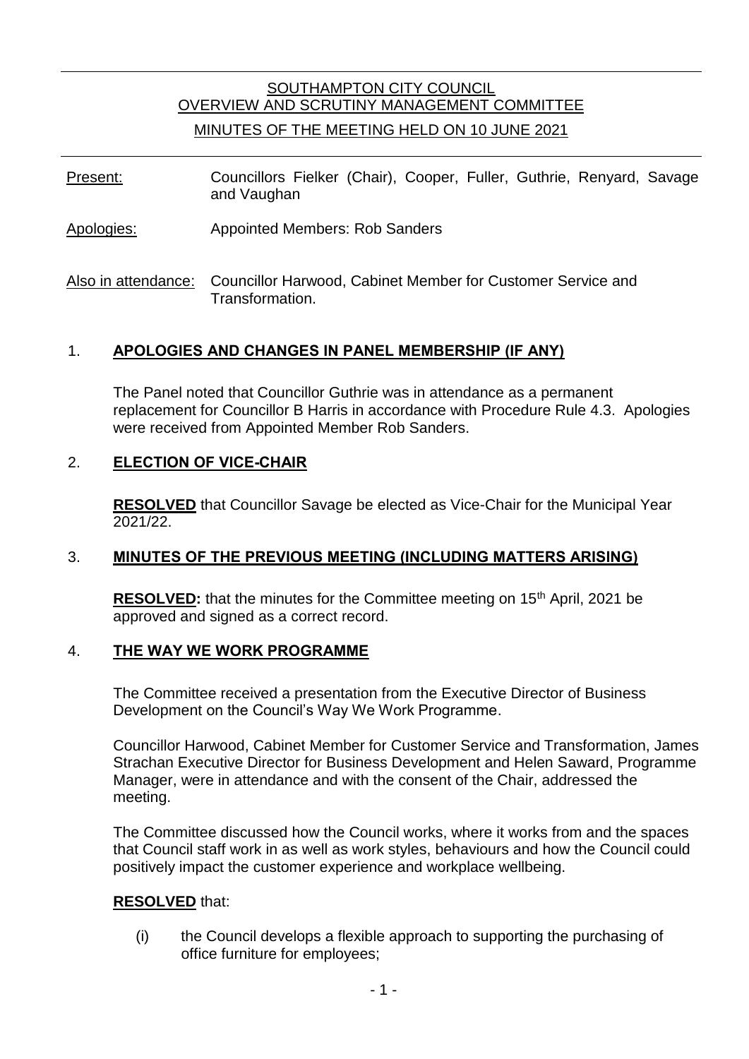# SOUTHAMPTON CITY COUNCIL
## OVERVIEW AND SCRUTINY MANAGEMENT COMMITTEE
### MINUTES OF THE MEETING HELD ON 10 JUNE 2021

Present: Councillors Fielker (Chair), Cooper, Fuller, Guthrie, Renyard, Savage and Vaughan

Apologies: Appointed Members: Rob Sanders

Also in attendance: Councillor Harwood, Cabinet Member for Customer Service and Transformation.

## 1. APOLOGIES AND CHANGES IN PANEL MEMBERSHIP (IF ANY)

The Panel noted that Councillor Guthrie was in attendance as a permanent replacement for Councillor B Harris in accordance with Procedure Rule 4.3. Apologies were received from Appointed Member Rob Sanders.

## 2. ELECTION OF VICE-CHAIR

**RESOLVED** that Councillor Savage be elected as Vice-Chair for the Municipal Year 2021/22.

## 3. MINUTES OF THE PREVIOUS MEETING (INCLUDING MATTERS ARISING)

**RESOLVED:** that the minutes for the Committee meeting on 15th April, 2021 be approved and signed as a correct record.

## 4. THE WAY WE WORK PROGRAMME

The Committee received a presentation from the Executive Director of Business Development on the Council's Way We Work Programme.

Councillor Harwood, Cabinet Member for Customer Service and Transformation, James Strachan Executive Director for Business Development and Helen Saward, Programme Manager, were in attendance and with the consent of the Chair, addressed the meeting.

The Committee discussed how the Council works, where it works from and the spaces that Council staff work in as well as work styles, behaviours and how the Council could positively impact the customer experience and workplace wellbeing.

**RESOLVED** that:

(i) the Council develops a flexible approach to supporting the purchasing of office furniture for employees;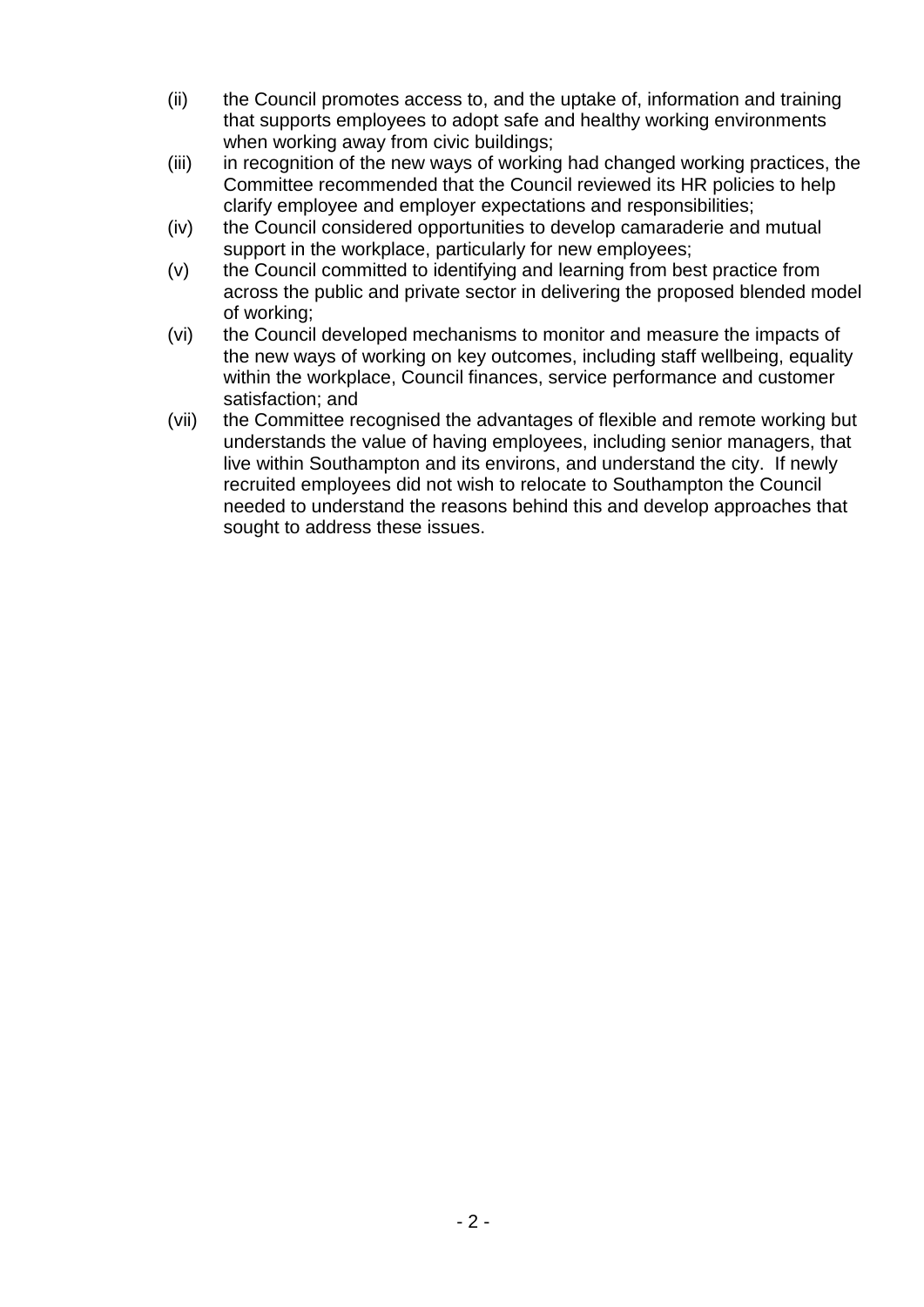(ii) the Council promotes access to, and the uptake of, information and training that supports employees to adopt safe and healthy working environments when working away from civic buildings;

(iii) in recognition of the new ways of working had changed working practices, the Committee recommended that the Council reviewed its HR policies to help clarify employee and employer expectations and responsibilities;

(iv) the Council considered opportunities to develop camaraderie and mutual support in the workplace, particularly for new employees;

(v) the Council committed to identifying and learning from best practice from across the public and private sector in delivering the proposed blended model of working;

(vi) the Council developed mechanisms to monitor and measure the impacts of the new ways of working on key outcomes, including staff wellbeing, equality within the workplace, Council finances, service performance and customer satisfaction; and

(vii) the Committee recognised the advantages of flexible and remote working but understands the value of having employees, including senior managers, that live within Southampton and its environs, and understand the city. If newly recruited employees did not wish to relocate to Southampton the Council needed to understand the reasons behind this and develop approaches that sought to address these issues.